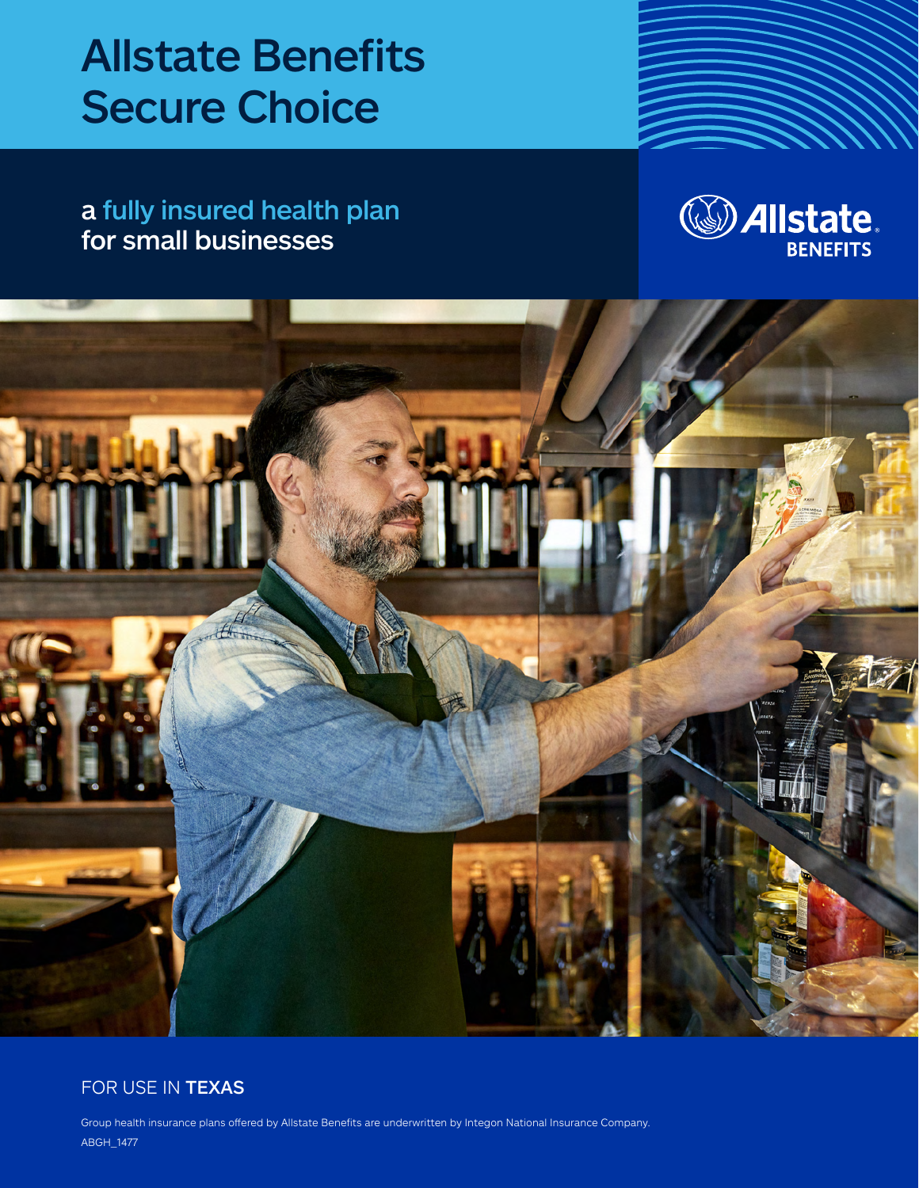# Allstate Benefits Secure Choice

## a fully insured health plan for small businesses

Allstate BENEFITS

FOR USE IN **TEXAS**

Group health insurance plans offered by Allstate Benefits are underwritten by Integon National Insurance Company.

ABGH_1477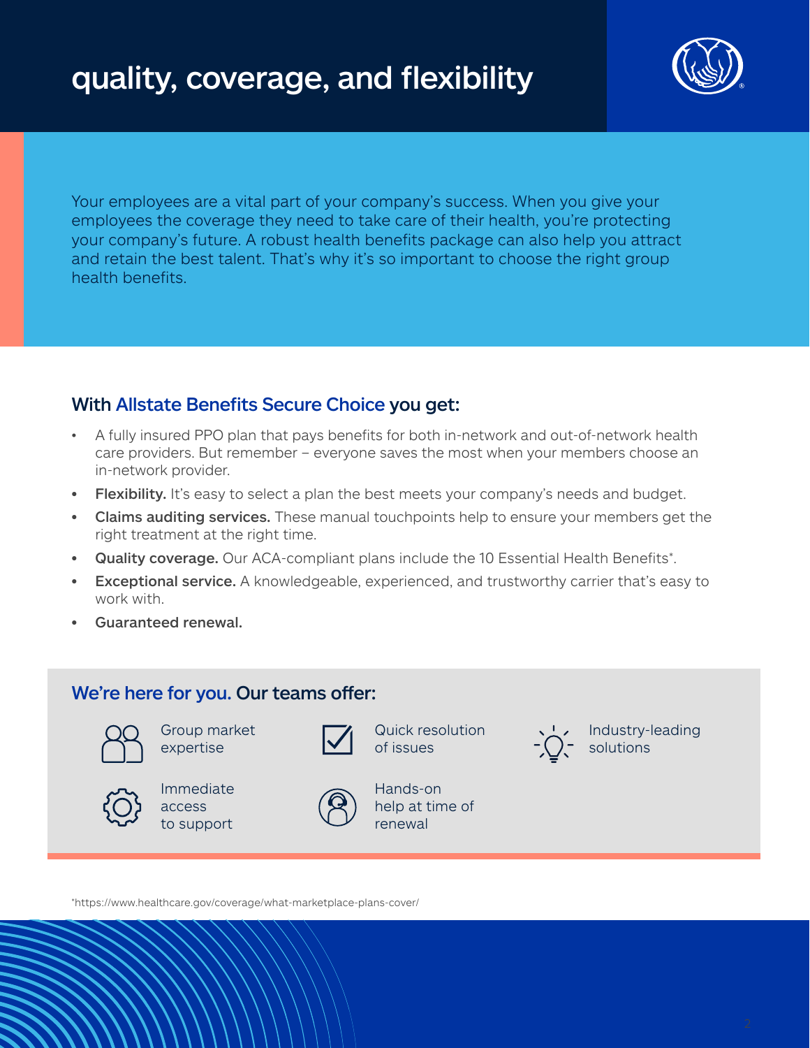# quality, coverage, and flexibility

Your employees are a vital part of your company's success. When you give your employees the coverage they need to take care of their health, you're protecting your company's future. A robust health benefits package can also help you attract and retain the best talent. That's why it's so important to choose the right group health benefits.

## With Allstate Benefits Secure Choice you get:

- A fully insured PPO plan that pays benefits for both in-network and out-of-network health care providers. But remember – everyone saves the most when your members choose an in-network provider.
- **Flexibility.** It's easy to select a plan the best meets your company's needs and budget.
- **Claims auditing services.** These manual touchpoints help to ensure your members get the right treatment at the right time.
- **Quality coverage.** Our ACA-compliant plans include the 10 Essential Health Benefits*.
- **Exceptional service.** A knowledgeable, experienced, and trustworthy carrier that's easy to work with.
- **Guaranteed renewal.**

## We're here for you. Our teams offer:

- Group market expertise
- Quick resolution of issues
- Industry-leading solutions
- Immediate access to support
- Hands-on help at time of renewal

*https://www.healthcare.gov/coverage/what-marketplace-plans-cover/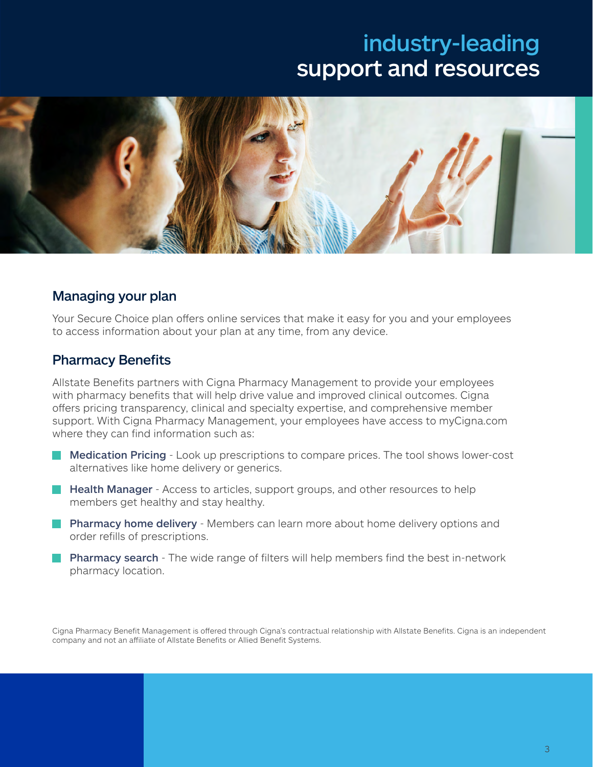# industry-leading support and resources

## Managing your plan

Your Secure Choice plan offers online services that make it easy for you and your employees to access information about your plan at any time, from any device.

## Pharmacy Benefits

Allstate Benefits partners with Cigna Pharmacy Management to provide your employees with pharmacy benefits that will help drive value and improved clinical outcomes. Cigna offers pricing transparency, clinical and specialty expertise, and comprehensive member support. With Cigna Pharmacy Management, your employees have access to myCigna.com where they can find information such as:

- **Medication Pricing** - Look up prescriptions to compare prices. The tool shows lower-cost alternatives like home delivery or generics.
- **Health Manager** - Access to articles, support groups, and other resources to help members get healthy and stay healthy.
- **Pharmacy home delivery** - Members can learn more about home delivery options and order refills of prescriptions.
- **Pharmacy search** - The wide range of filters will help members find the best in-network pharmacy location.

Cigna Pharmacy Benefit Management is offered through Cigna's contractual relationship with Allstate Benefits. Cigna is an independent company and not an affiliate of Allstate Benefits or Allied Benefit Systems.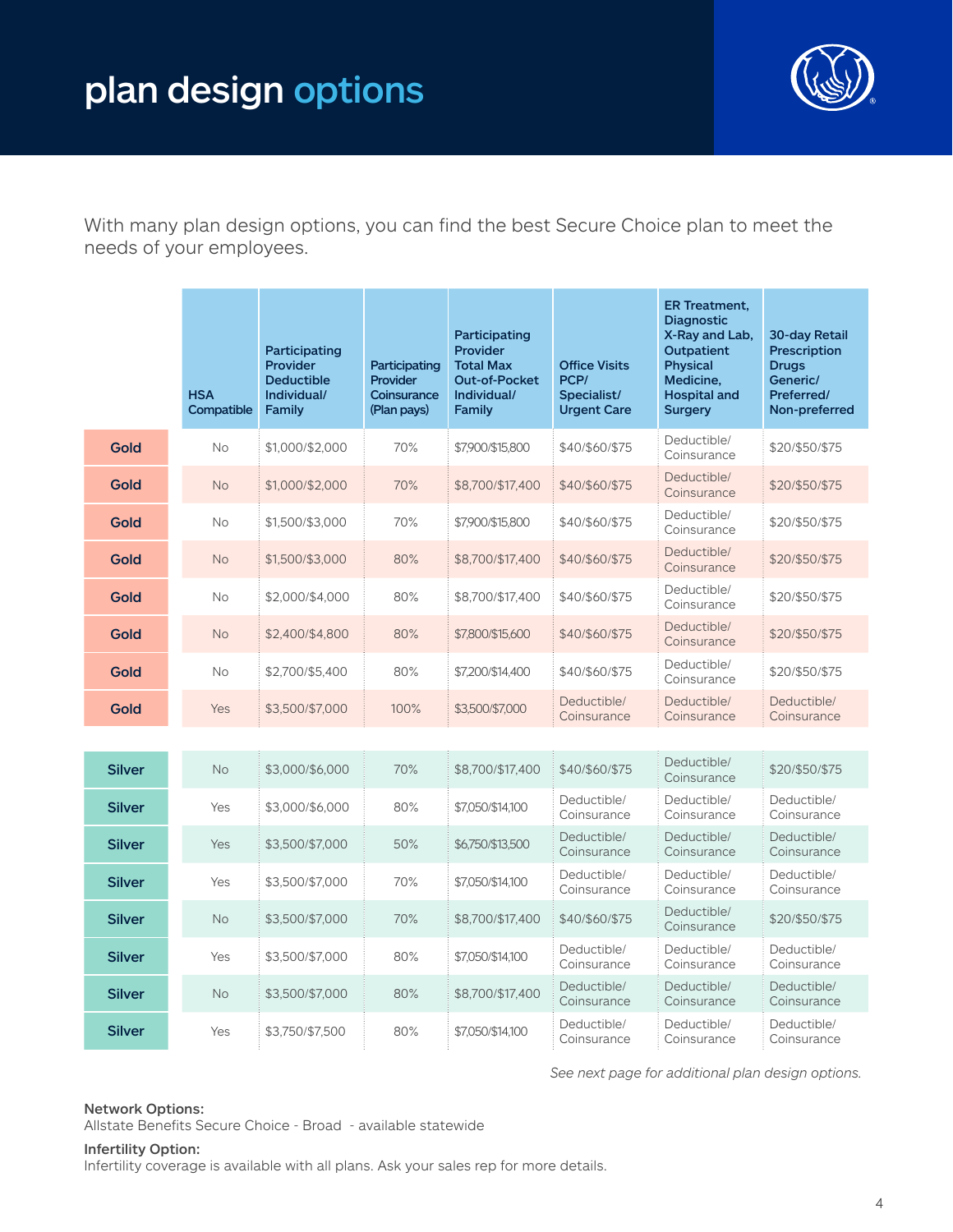# plan design **options**

With many plan design options, you can find the best Secure Choice plan to meet the needs of your employees.

| | HSA Compatible | Participating Provider Deductible Individual/ Family | Participating Provider Coinsurance (Plan pays) | Participating Provider Total Max Out-of-Pocket Individual/ Family | Office Visits PCP/ Specialist/ Urgent Care | ER Treatment, Diagnostic X-Ray and Lab, Outpatient Physical Medicine, Hospital and Surgery | 30-day Retail Prescription Drugs Generic/ Preferred/ Non-preferred |
|---|---|---|---|---|---|---|---|
| Gold | No | $1,000/$2,000 | 70% | $7,900/$15,800 | $40/$60/$75 | Deductible/ Coinsurance | $20/$50/$75 |
| Gold | No | $1,000/$2,000 | 70% | $8,700/$17,400 | $40/$60/$75 | Deductible/ Coinsurance | $20/$50/$75 |
| Gold | No | $1,500/$3,000 | 70% | $7,900/$15,800 | $40/$60/$75 | Deductible/ Coinsurance | $20/$50/$75 |
| Gold | No | $1,500/$3,000 | 80% | $8,700/$17,400 | $40/$60/$75 | Deductible/ Coinsurance | $20/$50/$75 |
| Gold | No | $2,000/$4,000 | 80% | $8,700/$17,400 | $40/$60/$75 | Deductible/ Coinsurance | $20/$50/$75 |
| Gold | No | $2,400/$4,800 | 80% | $7,800/$15,600 | $40/$60/$75 | Deductible/ Coinsurance | $20/$50/$75 |
| Gold | No | $2,700/$5,400 | 80% | $7,200/$14,400 | $40/$60/$75 | Deductible/ Coinsurance | $20/$50/$75 |
| Gold | Yes | $3,500/$7,000 | 100% | $3,500/$7,000 | Deductible/ Coinsurance | Deductible/ Coinsurance | Deductible/ Coinsurance |
| Silver | No | $3,000/$6,000 | 70% | $8,700/$17,400 | $40/$60/$75 | Deductible/ Coinsurance | $20/$50/$75 |
| Silver | Yes | $3,000/$6,000 | 80% | $7,050/$14,100 | Deductible/ Coinsurance | Deductible/ Coinsurance | Deductible/ Coinsurance |
| Silver | Yes | $3,500/$7,000 | 50% | $6,750/$13,500 | Deductible/ Coinsurance | Deductible/ Coinsurance | Deductible/ Coinsurance |
| Silver | Yes | $3,500/$7,000 | 70% | $7,050/$14,100 | Deductible/ Coinsurance | Deductible/ Coinsurance | Deductible/ Coinsurance |
| Silver | No | $3,500/$7,000 | 70% | $8,700/$17,400 | $40/$60/$75 | Deductible/ Coinsurance | $20/$50/$75 |
| Silver | Yes | $3,500/$7,000 | 80% | $7,050/$14,100 | Deductible/ Coinsurance | Deductible/ Coinsurance | Deductible/ Coinsurance |
| Silver | No | $3,500/$7,000 | 80% | $8,700/$17,400 | Deductible/ Coinsurance | Deductible/ Coinsurance | Deductible/ Coinsurance |
| Silver | Yes | $3,750/$7,500 | 80% | $7,050/$14,100 | Deductible/ Coinsurance | Deductible/ Coinsurance | Deductible/ Coinsurance |

*See next page for additional plan design options.*

**Network Options:**
Allstate Benefits Secure Choice - Broad - available statewide

**Infertility Option:**
Infertility coverage is available with all plans. Ask your sales rep for more details.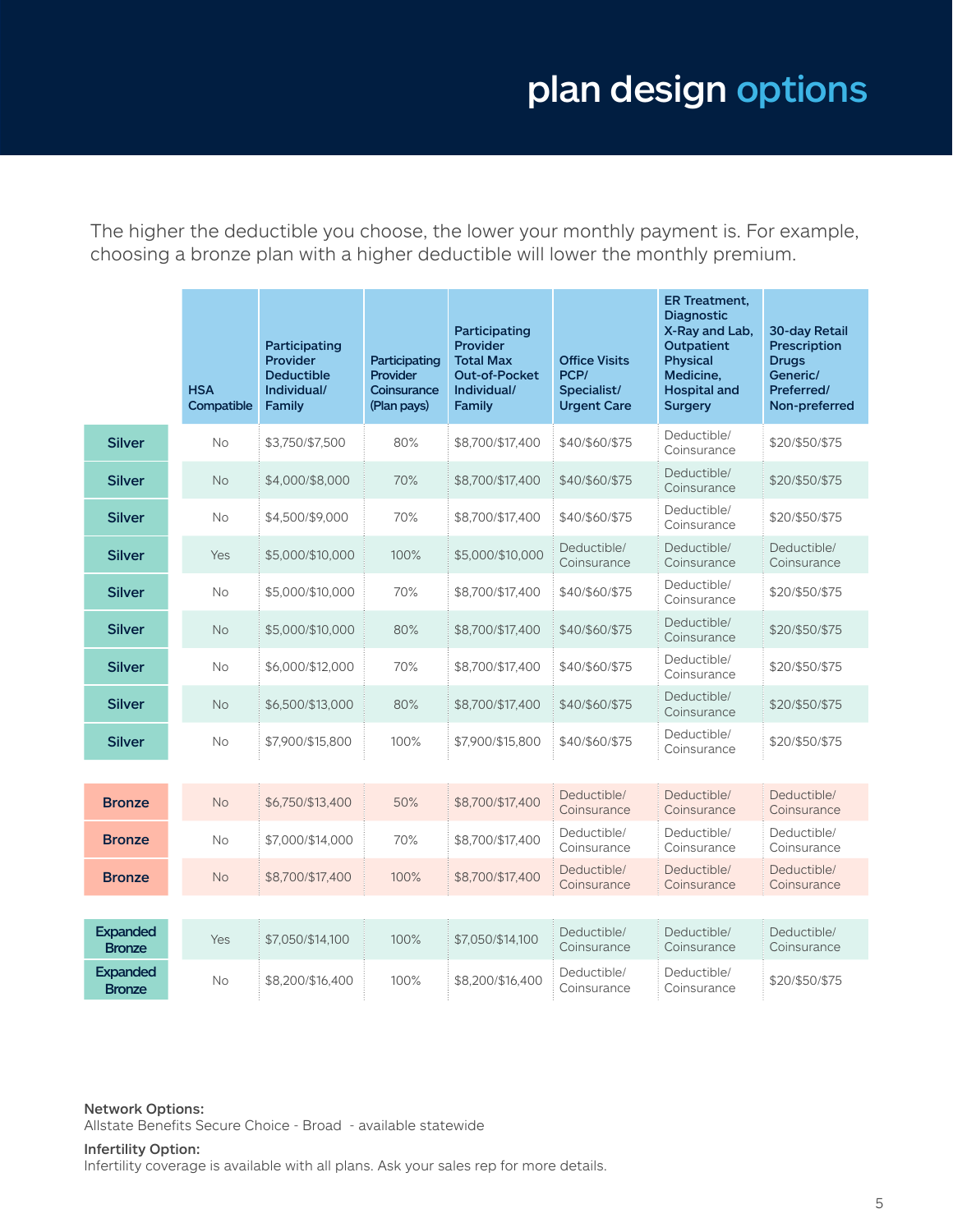# plan design options

The higher the deductible you choose, the lower your monthly payment is. For example, choosing a bronze plan with a higher deductible will lower the monthly premium.

| | HSA Compatible | Participating Provider Deductible Individual/ Family | Participating Provider Coinsurance (Plan pays) | Participating Provider Total Max Out-of-Pocket Individual/ Family | Office Visits PCP/ Specialist/ Urgent Care | ER Treatment, Diagnostic X-Ray and Lab, Outpatient Physical Medicine, Hospital and Surgery | 30-day Retail Prescription Drugs Generic/ Preferred/ Non-preferred |
|---|---|---|---|---|---|---|---|
| Silver | No | $3,750/$7,500 | 80% | $8,700/$17,400 | $40/$60/$75 | Deductible/ Coinsurance | $20/$50/$75 |
| Silver | No | $4,000/$8,000 | 70% | $8,700/$17,400 | $40/$60/$75 | Deductible/ Coinsurance | $20/$50/$75 |
| Silver | No | $4,500/$9,000 | 70% | $8,700/$17,400 | $40/$60/$75 | Deductible/ Coinsurance | $20/$50/$75 |
| Silver | Yes | $5,000/$10,000 | 100% | $5,000/$10,000 | Deductible/ Coinsurance | Deductible/ Coinsurance | Deductible/ Coinsurance |
| Silver | No | $5,000/$10,000 | 70% | $8,700/$17,400 | $40/$60/$75 | Deductible/ Coinsurance | $20/$50/$75 |
| Silver | No | $5,000/$10,000 | 80% | $8,700/$17,400 | $40/$60/$75 | Deductible/ Coinsurance | $20/$50/$75 |
| Silver | No | $6,000/$12,000 | 70% | $8,700/$17,400 | $40/$60/$75 | Deductible/ Coinsurance | $20/$50/$75 |
| Silver | No | $6,500/$13,000 | 80% | $8,700/$17,400 | $40/$60/$75 | Deductible/ Coinsurance | $20/$50/$75 |
| Silver | No | $7,900/$15,800 | 100% | $7,900/$15,800 | $40/$60/$75 | Deductible/ Coinsurance | $20/$50/$75 |
| Bronze | No | $6,750/$13,400 | 50% | $8,700/$17,400 | Deductible/ Coinsurance | Deductible/ Coinsurance | Deductible/ Coinsurance |
| Bronze | No | $7,000/$14,000 | 70% | $8,700/$17,400 | Deductible/ Coinsurance | Deductible/ Coinsurance | Deductible/ Coinsurance |
| Bronze | No | $8,700/$17,400 | 100% | $8,700/$17,400 | Deductible/ Coinsurance | Deductible/ Coinsurance | Deductible/ Coinsurance |
| Expanded Bronze | Yes | $7,050/$14,100 | 100% | $7,050/$14,100 | Deductible/ Coinsurance | Deductible/ Coinsurance | Deductible/ Coinsurance |
| Expanded Bronze | No | $8,200/$16,400 | 100% | $8,200/$16,400 | Deductible/ Coinsurance | Deductible/ Coinsurance | $20/$50/$75 |

**Network Options:**
Allstate Benefits Secure Choice - Broad - available statewide

**Infertility Option:**
Infertility coverage is available with all plans. Ask your sales rep for more details.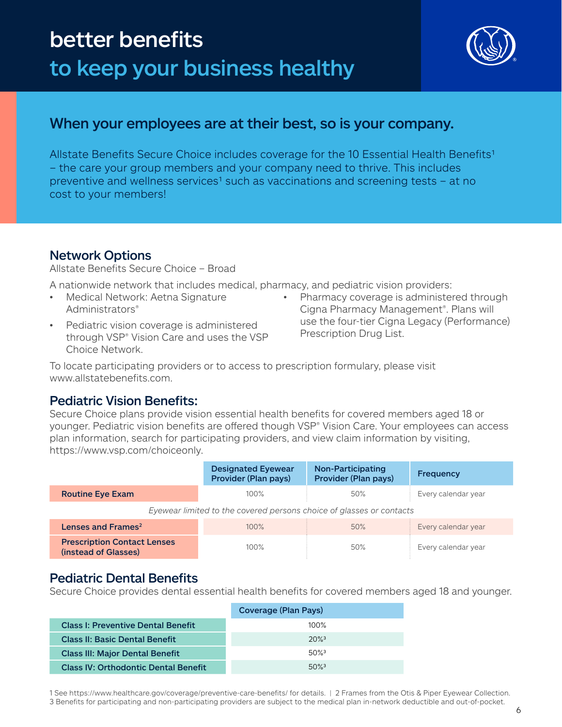# better benefits

## to keep your business healthy

## When your employees are at their best, so is your company.

Allstate Benefits Secure Choice includes coverage for the 10 Essential Health Benefits[1] – the care your group members and your company need to thrive. This includes preventive and wellness services[1] such as vaccinations and screening tests – at no cost to your members!

## Network Options

Allstate Benefits Secure Choice – Broad

A nationwide network that includes medical, pharmacy, and pediatric vision providers:

- Medical Network: Aetna Signature Administrators®
- Pediatric vision coverage is administered through VSP® Vision Care and uses the VSP Choice Network.
- Pharmacy coverage is administered through Cigna Pharmacy Management®. Plans will use the four-tier Cigna Legacy (Performance) Prescription Drug List.

To locate participating providers or to access to prescription formulary, please visit www.allstatebenefits.com.

## Pediatric Vision Benefits:

Secure Choice plans provide vision essential health benefits for covered members aged 18 or younger. Pediatric vision benefits are offered though VSP® Vision Care. Your employees can access plan information, search for participating providers, and view claim information by visiting, https://www.vsp.com/choiceonly.

| | Designated Eyewear Provider (Plan pays) | Non-Participating Provider (Plan pays) | Frequency |
|---|---|---|---|
| **Routine Eye Exam** | 100% | 50% | Every calendar year |
| *Eyewear limited to the covered persons choice of glasses or contacts* | | | |
| **Lenses and Frames[2]** | 100% | 50% | Every calendar year |
| **Prescription Contact Lenses (instead of Glasses)** | 100% | 50% | Every calendar year |

## Pediatric Dental Benefits

Secure Choice provides dental essential health benefits for covered members aged 18 and younger.

| | Coverage (Plan Pays) |
|---|---|
| **Class I: Preventive Dental Benefit** | 100% |
| **Class II: Basic Dental Benefit** | 20%[3] |
| **Class III: Major Dental Benefit** | 50%[3] |
| **Class IV: Orthodontic Dental Benefit** | 50%[3] |

1 See https://www.healthcare.gov/coverage/preventive-care-benefits/ for details. | 2 Frames from the Otis & Piper Eyewear Collection.
3 Benefits for participating and non-participating providers are subject to the medical plan in-network deductible and out-of-pocket.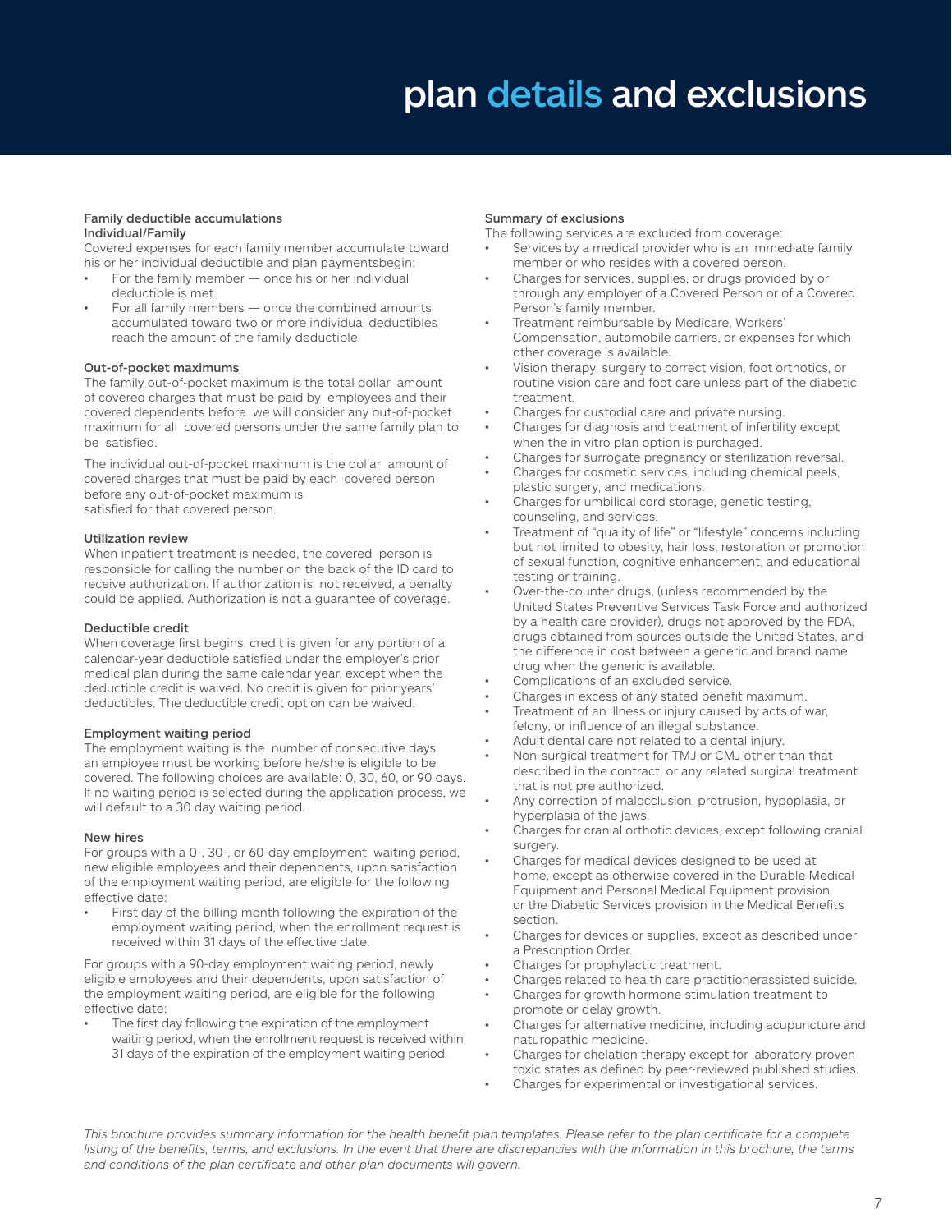# plan details and exclusions

### Family deductible accumulations

**Individual/Family**

Covered expenses for each family member accumulate toward his or her individual deductible and plan paymentsbegin:

- For the family member — once his or her individual deductible is met.
- For all family members — once the combined amounts accumulated toward two or more individual deductibles reach the amount of the family deductible.

### Out-of-pocket maximums

The family out-of-pocket maximum is the total dollar amount of covered charges that must be paid by employees and their covered dependents before we will consider any out-of-pocket maximum for all covered persons under the same family plan to be satisfied.

The individual out-of-pocket maximum is the dollar amount of covered charges that must be paid by each covered person before any out-of-pocket maximum is satisfied for that covered person.

### Utilization review

When inpatient treatment is needed, the covered person is responsible for calling the number on the back of the ID card to receive authorization. If authorization is not received, a penalty could be applied. Authorization is not a guarantee of coverage.

### Deductible credit

When coverage first begins, credit is given for any portion of a calendar-year deductible satisfied under the employer's prior medical plan during the same calendar year, except when the deductible credit is waived. No credit is given for prior years' deductibles. The deductible credit option can be waived.

### Employment waiting period

The employment waiting is the number of consecutive days an employee must be working before he/she is eligible to be covered. The following choices are available: 0, 30, 60, or 90 days. If no waiting period is selected during the application process, we will default to a 30 day waiting period.

### New hires

For groups with a 0-, 30-, or 60-day employment waiting period, new eligible employees and their dependents, upon satisfaction of the employment waiting period, are eligible for the following effective date:

- First day of the billing month following the expiration of the employment waiting period, when the enrollment request is received within 31 days of the effective date.

For groups with a 90-day employment waiting period, newly eligible employees and their dependents, upon satisfaction of the employment waiting period, are eligible for the following effective date:

- The first day following the expiration of the employment waiting period, when the enrollment request is received within 31 days of the expiration of the employment waiting period.

### Summary of exclusions

The following services are excluded from coverage:

- Services by a medical provider who is an immediate family member or who resides with a covered person.
- Charges for services, supplies, or drugs provided by or through any employer of a Covered Person or of a Covered Person's family member.
- Treatment reimbursable by Medicare, Workers' Compensation, automobile carriers, or expenses for which other coverage is available.
- Vision therapy, surgery to correct vision, foot orthotics, or routine vision care and foot care unless part of the diabetic treatment.
- Charges for custodial care and private nursing.
- Charges for diagnosis and treatment of infertility except when the in vitro plan option is purchased.
- Charges for surrogate pregnancy or sterilization reversal.
- Charges for cosmetic services, including chemical peels, plastic surgery, and medications.
- Charges for umbilical cord storage, genetic testing, counseling, and services.
- Treatment of "quality of life" or "lifestyle" concerns including but not limited to obesity, hair loss, restoration or promotion of sexual function, cognitive enhancement, and educational testing or training.
- Over-the-counter drugs, (unless recommended by the United States Preventive Services Task Force and authorized by a health care provider), drugs not approved by the FDA, drugs obtained from sources outside the United States, and the difference in cost between a generic and brand name drug when the generic is available.
- Complications of an excluded service.
- Charges in excess of any stated benefit maximum.
- Treatment of an illness or injury caused by acts of war, felony, or influence of an illegal substance.
- Adult dental care not related to a dental injury.
- Non-surgical treatment for TMJ or CMJ other than that described in the contract, or any related surgical treatment that is not pre authorized.
- Any correction of malocclusion, protrusion, hypoplasia, or hyperplasia of the jaws.
- Charges for cranial orthotic devices, except following cranial surgery.
- Charges for medical devices designed to be used at home, except as otherwise covered in the Durable Medical Equipment and Personal Medical Equipment provision or the Diabetic Services provision in the Medical Benefits section.
- Charges for devices or supplies, except as described under a Prescription Order.
- Charges for prophylactic treatment.
- Charges related to health care practitionerassisted suicide.
- Charges for growth hormone stimulation treatment to promote or delay growth.
- Charges for alternative medicine, including acupuncture and naturopathic medicine.
- Charges for chelation therapy except for laboratory proven toxic states as defined by peer-reviewed published studies.
- Charges for experimental or investigational services.

*This brochure provides summary information for the health benefit plan templates. Please refer to the plan certificate for a complete listing of the benefits, terms, and exclusions. In the event that there are discrepancies with the information in this brochure, the terms and conditions of the plan certificate and other plan documents will govern.*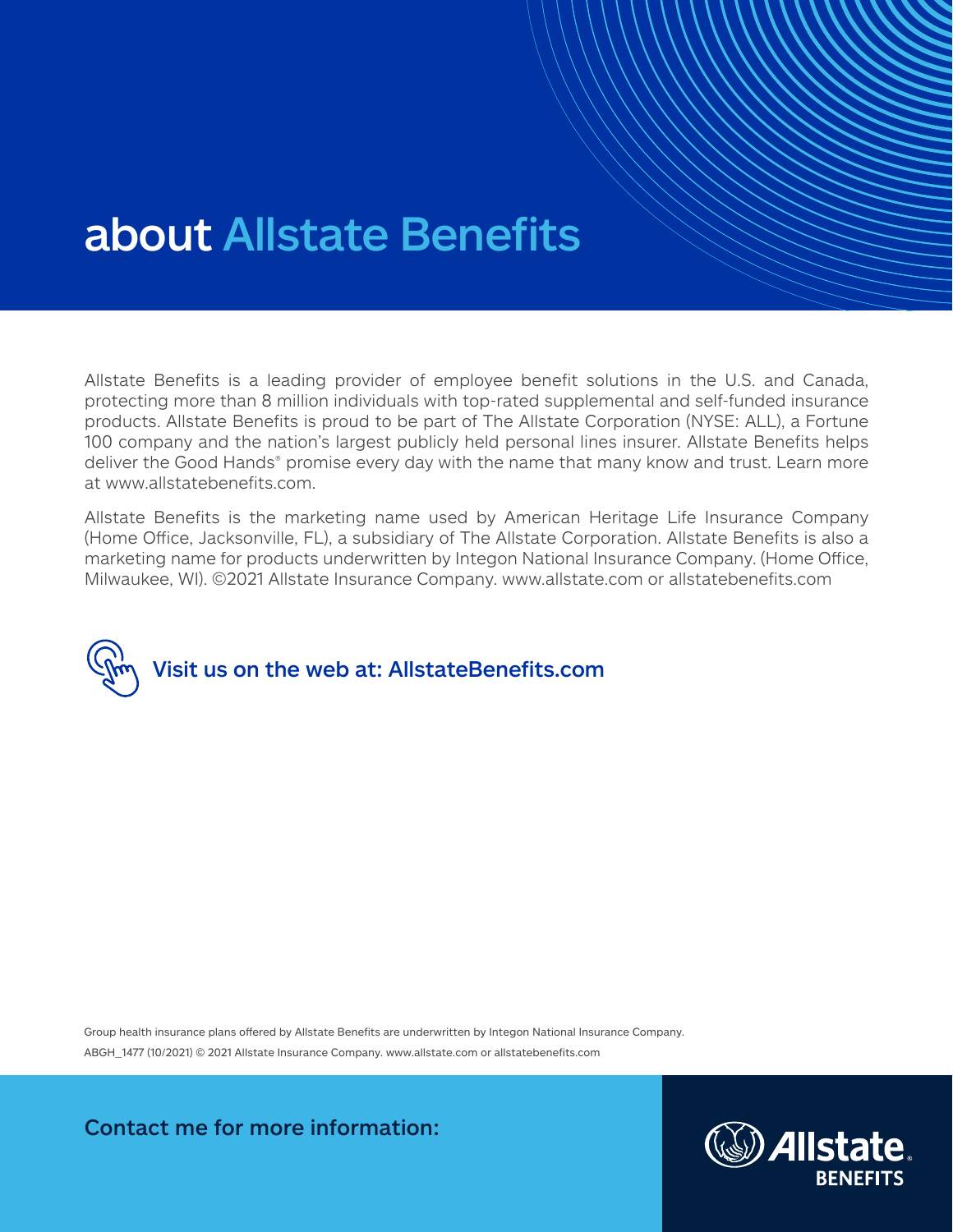# about Allstate Benefits

Allstate Benefits is a leading provider of employee benefit solutions in the U.S. and Canada, protecting more than 8 million individuals with top-rated supplemental and self-funded insurance products. Allstate Benefits is proud to be part of The Allstate Corporation (NYSE: ALL), a Fortune 100 company and the nation's largest publicly held personal lines insurer. Allstate Benefits helps deliver the Good Hands® promise every day with the name that many know and trust. Learn more at www.allstatebenefits.com.

Allstate Benefits is the marketing name used by American Heritage Life Insurance Company (Home Office, Jacksonville, FL), a subsidiary of The Allstate Corporation. Allstate Benefits is also a marketing name for products underwritten by Integon National Insurance Company. (Home Office, Milwaukee, WI). ©2021 Allstate Insurance Company. www.allstate.com or allstatebenefits.com

**Visit us on the web at: AllstateBenefits.com**

Group health insurance plans offered by Allstate Benefits are underwritten by Integon National Insurance Company.

ABGH_1477 (10/2021) © 2021 Allstate Insurance Company. www.allstate.com or allstatebenefits.com

**Contact me for more information:**

Allstate BENEFITS